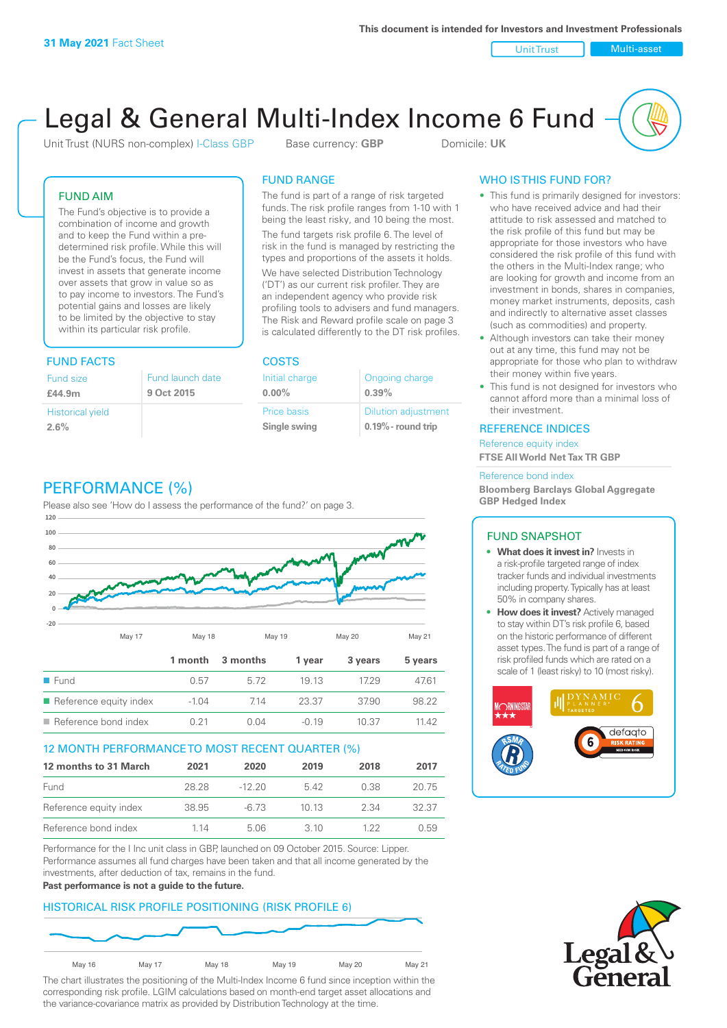**31 May 2021** Fact Sheet

This document is intended for Investors and Investment Professionals

Unit Trust | Multi-asset

# Legal & General Multi-Index Income 6 Fund

Unit Trust (NURS non-complex) I-Class GBP    Base currency: **GBP**    Domicile: **UK**

## FUND AIM

The Fund's objective is to provide a combination of income and growth and to keep the Fund within a pre-determined risk profile. While this will be the Fund's focus, the Fund will invest in assets that generate income over assets that grow in value so as to pay income to investors. The Fund's potential gains and losses are likely to be limited by the objective to stay within its particular risk profile.

## FUND RANGE

The fund is part of a range of risk targeted funds. The risk profile ranges from 1-10 with 1 being the least risky, and 10 being the most.

The fund targets risk profile 6. The level of risk in the fund is managed by restricting the types and proportions of the assets it holds.

We have selected Distribution Technology ('DT') as our current risk profiler. They are an independent agency who provide risk profiling tools to advisers and fund managers. The Risk and Reward profile scale on page 3 is calculated differently to the DT risk profiles.

## WHO IS THIS FUND FOR?

- This fund is primarily designed for investors: who have received advice and had their attitude to risk assessed and matched to the risk profile of this fund but may be appropriate for those investors who have considered the risk profile of this fund with the others in the Multi-Index range; who are looking for growth and income from an investment in bonds, shares in companies, money market instruments, deposits, cash and indirectly to alternative asset classes (such as commodities) and property.
- Although investors can take their money out at any time, this fund may not be appropriate for those who plan to withdraw their money within five years.
- This fund is not designed for investors who cannot afford more than a minimal loss of their investment.

## FUND FACTS

| Fund size | Fund launch date |
|---|---|
| **£44.9m** | **9 Oct 2015** |
| Historical yield | |
| **2.6%** | |

## COSTS

| Initial charge | Ongoing charge |
|---|---|
| **0.00%** | **0.39%** |
| Price basis | Dilution adjustment |
| **Single swing** | **0.19% - round trip** |

## REFERENCE INDICES

Reference equity index
**FTSE All World Net Tax TR GBP**

Reference bond index
**Bloomberg Barclays Global Aggregate GBP Hedged Index**

## PERFORMANCE (%)

Please also see 'How do I assess the performance of the fund?' on page 3.

| | 1 month | 3 months | 1 year | 3 years | 5 years |
|---|---|---|---|---|---|
| Fund | 0.57 | 5.72 | 19.13 | 17.29 | 47.61 |
| Reference equity index | -1.04 | 7.14 | 23.37 | 37.90 | 98.22 |
| Reference bond index | 0.21 | 0.04 | -0.19 | 10.37 | 11.42 |

## 12 MONTH PERFORMANCE TO MOST RECENT QUARTER (%)

| 12 months to 31 March | 2021 | 2020 | 2019 | 2018 | 2017 |
|---|---|---|---|---|---|
| Fund | 28.28 | -12.20 | 5.42 | 0.38 | 20.75 |
| Reference equity index | 38.95 | -6.73 | 10.13 | 2.34 | 32.37 |
| Reference bond index | 1.14 | 5.06 | 3.10 | 1.22 | 0.59 |

Performance for the I Inc unit class in GBP, launched on 09 October 2015. Source: Lipper. Performance assumes all fund charges have been taken and that all income generated by the investments, after deduction of tax, remains in the fund.

**Past performance is not a guide to the future.**

## FUND SNAPSHOT

- **What does it invest in?** Invests in a risk-profile targeted range of index tracker funds and individual investments including property. Typically has at least 50% in company shares.
- **How does it invest?** Actively managed to stay within DT's risk profile 6, based on the historic performance of different asset types. The fund is part of a range of risk profiled funds which are rated on a scale of 1 (least risky) to 10 (most risky).

## HISTORICAL RISK PROFILE POSITIONING (RISK PROFILE 6)

The chart illustrates the positioning of the Multi-Index Income 6 fund since inception within the corresponding risk profile. LGIM calculations based on month-end target asset allocations and the variance-covariance matrix as provided by Distribution Technology at the time.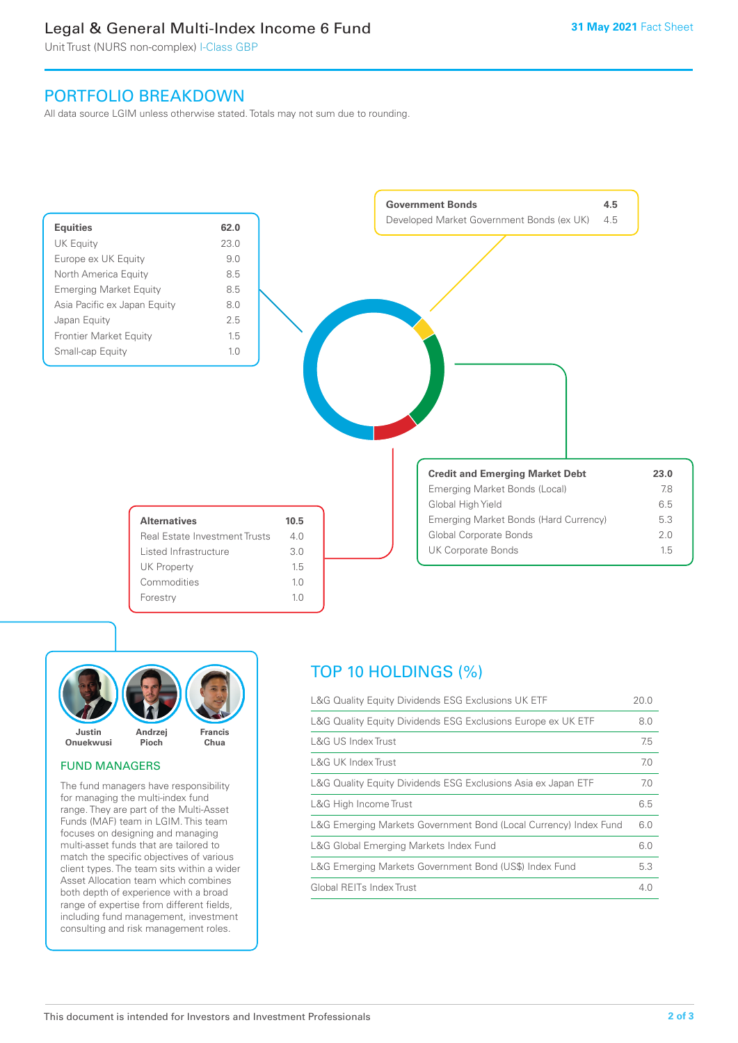# Legal & General Multi-Index Income 6 Fund

Unit Trust (NURS non-complex) I-Class GBP

31 May 2021 Fact Sheet

## PORTFOLIO BREAKDOWN

All data source LGIM unless otherwise stated. Totals may not sum due to rounding.

| Equities | 62.0 |
|---|---|
| UK Equity | 23.0 |
| Europe ex UK Equity | 9.0 |
| North America Equity | 8.5 |
| Emerging Market Equity | 8.5 |
| Asia Pacific ex Japan Equity | 8.0 |
| Japan Equity | 2.5 |
| Frontier Market Equity | 1.5 |
| Small-cap Equity | 1.0 |

| Government Bonds | 4.5 |
|---|---|
| Developed Market Government Bonds (ex UK) | 4.5 |

| Credit and Emerging Market Debt | 23.0 |
|---|---|
| Emerging Market Bonds (Local) | 7.8 |
| Global High Yield | 6.5 |
| Emerging Market Bonds (Hard Currency) | 5.3 |
| Global Corporate Bonds | 2.0 |
| UK Corporate Bonds | 1.5 |

| Alternatives | 10.5 |
|---|---|
| Real Estate Investment Trusts | 4.0 |
| Listed Infrastructure | 3.0 |
| UK Property | 1.5 |
| Commodities | 1.0 |
| Forestry | 1.0 |

Justin Onuekwusi · Andrzej Pioch · Francis Chua

### FUND MANAGERS

The fund managers have responsibility for managing the multi-index fund range. They are part of the Multi-Asset Funds (MAF) team in LGIM. This team focuses on designing and managing multi-asset funds that are tailored to match the specific objectives of various client types. The team sits within a wider Asset Allocation team which combines both depth of experience with a broad range of expertise from different fields, including fund management, investment consulting and risk management roles.

## TOP 10 HOLDINGS (%)

| Holding | % |
|---|---|
| L&G Quality Equity Dividends ESG Exclusions UK ETF | 20.0 |
| L&G Quality Equity Dividends ESG Exclusions Europe ex UK ETF | 8.0 |
| L&G US Index Trust | 7.5 |
| L&G UK Index Trust | 7.0 |
| L&G Quality Equity Dividends ESG Exclusions Asia ex Japan ETF | 7.0 |
| L&G High Income Trust | 6.5 |
| L&G Emerging Markets Government Bond (Local Currency) Index Fund | 6.0 |
| L&G Global Emerging Markets Index Fund | 6.0 |
| L&G Emerging Markets Government Bond (US$) Index Fund | 5.3 |
| Global REITs Index Trust | 4.0 |

This document is intended for Investors and Investment Professionals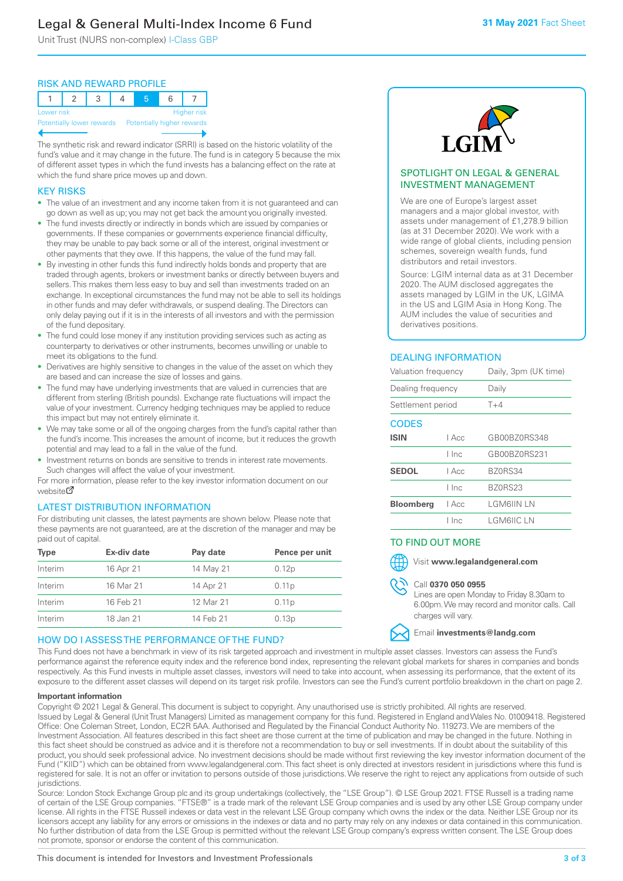# Legal & General Multi-Index Income 6 Fund

Unit Trust (NURS non-complex) I-Class GBP

31 May 2021 Fact Sheet

## RISK AND REWARD PROFILE

| 1 | 2 | 3 | 4 | 5 | 6 | 7 |
|---|---|---|---|---|---|---|

Lower risk — Higher risk

Potentially lower rewards — Potentially higher rewards

The synthetic risk and reward indicator (SRRI) is based on the historic volatility of the fund's value and it may change in the future. The fund is in category 5 because the mix of different asset types in which the fund invests has a balancing effect on the rate at which the fund share price moves up and down.

## KEY RISKS

- The value of an investment and any income taken from it is not guaranteed and can go down as well as up; you may not get back the amount you originally invested.
- The fund invests directly or indirectly in bonds which are issued by companies or governments. If these companies or governments experience financial difficulty, they may be unable to pay back some or all of the interest, original investment or other payments that they owe. If this happens, the value of the fund may fall.
- By investing in other funds this fund indirectly holds bonds and property that are traded through agents, brokers or investment banks or directly between buyers and sellers. This makes them less easy to buy and sell than investments traded on an exchange. In exceptional circumstances the fund may not be able to sell its holdings in other funds and may defer withdrawals, or suspend dealing. The Directors can only delay paying out if it is in the interests of all investors and with the permission of the fund depositary.
- The fund could lose money if any institution providing services such as acting as counterparty to derivatives or other instruments, becomes unwilling or unable to meet its obligations to the fund.
- Derivatives are highly sensitive to changes in the value of the asset on which they are based and can increase the size of losses and gains.
- The fund may have underlying investments that are valued in currencies that are different from sterling (British pounds). Exchange rate fluctuations will impact the value of your investment. Currency hedging techniques may be applied to reduce this impact but may not entirely eliminate it.
- We may take some or all of the ongoing charges from the fund's capital rather than the fund's income. This increases the amount of income, but it reduces the growth potential and may lead to a fall in the value of the fund.
- Investment returns on bonds are sensitive to trends in interest rate movements. Such changes will affect the value of your investment.

For more information, please refer to the key investor information document on our website

## LATEST DISTRIBUTION INFORMATION

For distributing unit classes, the latest payments are shown below. Please note that these payments are not guaranteed, are at the discretion of the manager and may be paid out of capital.

| Type | Ex-div date | Pay date | Pence per unit |
|---|---|---|---|
| Interim | 16 Apr 21 | 14 May 21 | 0.12p |
| Interim | 16 Mar 21 | 14 Apr 21 | 0.11p |
| Interim | 16 Feb 21 | 12 Mar 21 | 0.11p |
| Interim | 18 Jan 21 | 14 Feb 21 | 0.13p |

## SPOTLIGHT ON LEGAL & GENERAL INVESTMENT MANAGEMENT

We are one of Europe's largest asset managers and a major global investor, with assets under management of £1,278.9 billion (as at 31 December 2020). We work with a wide range of global clients, including pension schemes, sovereign wealth funds, fund distributors and retail investors.

Source: LGIM internal data as at 31 December 2020. The AUM disclosed aggregates the assets managed by LGIM in the UK, LGIMA in the US and LGIM Asia in Hong Kong. The AUM includes the value of securities and derivatives positions.

## DEALING INFORMATION

| | |
|---|---|
| Valuation frequency | Daily, 3pm (UK time) |
| Dealing frequency | Daily |
| Settlement period | T+4 |

## CODES

| | | |
|---|---|---|
| **ISIN** | I Acc | GB00BZ0RS348 |
| | I Inc | GB00BZ0RS231 |
| **SEDOL** | I Acc | BZ0RS34 |
| | I Inc | BZ0RS23 |
| **Bloomberg** | I Acc | LGM6IIN LN |
| | I Inc | LGM6IIC LN |

## TO FIND OUT MORE

Visit **www.legalandgeneral.com**

Call **0370 050 0955**
Lines are open Monday to Friday 8.30am to 6.00pm. We may record and monitor calls. Call charges will vary.

Email **investments@landg.com**

## HOW DO I ASSESS THE PERFORMANCE OF THE FUND?

This Fund does not have a benchmark in view of its risk targeted approach and investment in multiple asset classes. Investors can assess the Fund's performance against the reference equity index and the reference bond index, representing the relevant global markets for shares in companies and bonds respectively. As this Fund invests in multiple asset classes, investors will need to take into account, when assessing its performance, that the extent of its exposure to the different asset classes will depend on its target risk profile. Investors can see the Fund's current portfolio breakdown in the chart on page 2.

### Important information

Copyright © 2021 Legal & General. This document is subject to copyright. Any unauthorised use is strictly prohibited. All rights are reserved.
Issued by Legal & General (Unit Trust Managers) Limited as management company for this fund. Registered in England and Wales No. 01009418. Registered Office: One Coleman Street, London, EC2R 5AA. Authorised and Regulated by the Financial Conduct Authority No. 119273. We are members of the Investment Association. All features described in this fact sheet are those current at the time of publication and may be changed in the future. Nothing in this fact sheet should be construed as advice and it is therefore not a recommendation to buy or sell investments. If in doubt about the suitability of this product, you should seek professional advice. No investment decisions should be made without first reviewing the key investor information document of the Fund ("KIID") which can be obtained from www.legalandgeneral.com. This fact sheet is only directed at investors resident in jurisdictions where this fund is registered for sale. It is not an offer or invitation to persons outside of those jurisdictions. We reserve the right to reject any applications from outside of such jurisdictions.
Source: London Stock Exchange Group plc and its group undertakings (collectively, the "LSE Group"). © LSE Group 2021. FTSE Russell is a trading name of certain of the LSE Group companies. "FTSE®" is a trade mark of the relevant LSE Group companies and is used by any other LSE Group company under license. All rights in the FTSE Russell indexes or data vest in the relevant LSE Group company which owns the index or the data. Neither LSE Group nor its licensors accept any liability for any errors or omissions in the indexes or data and no party may rely on any indexes or data contained in this communication. No further distribution of data from the LSE Group is permitted without the relevant LSE Group company's express written consent. The LSE Group does not promote, sponsor or endorse the content of this communication.

This document is intended for Investors and Investment Professionals